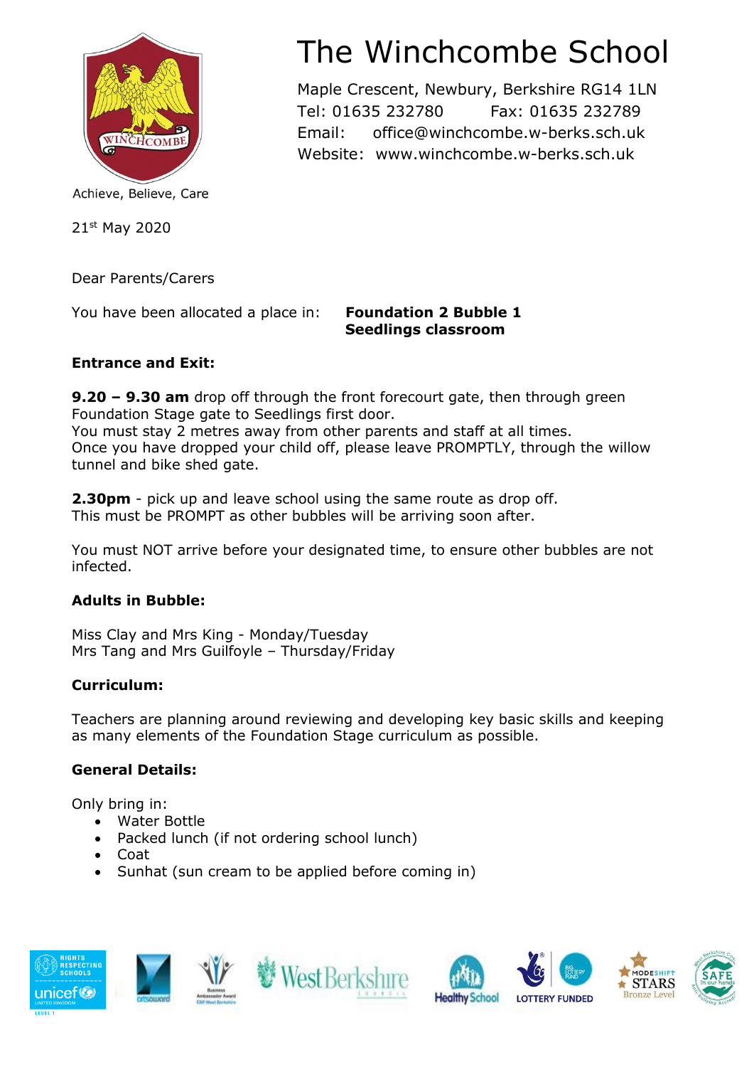# The Winchcombe School

Maple Crescent, Newbury, Berkshire RG14 1LN
Tel: 01635 232780 Fax: 01635 232789
Email: office@winchcombe.w-berks.sch.uk
Website: www.winchcombe.w-berks.sch.uk

Achieve, Believe, Care

21st May 2020

Dear Parents/Carers

You have been allocated a place in: **Foundation 2 Bubble 1**
**Seedlings classroom**

**Entrance and Exit:**

**9.20 – 9.30 am** drop off through the front forecourt gate, then through green Foundation Stage gate to Seedlings first door.
You must stay 2 metres away from other parents and staff at all times.
Once you have dropped your child off, please leave PROMPTLY, through the willow tunnel and bike shed gate.

**2.30pm** - pick up and leave school using the same route as drop off.
This must be PROMPT as other bubbles will be arriving soon after.

You must NOT arrive before your designated time, to ensure other bubbles are not infected.

**Adults in Bubble:**

Miss Clay and Mrs King - Monday/Tuesday
Mrs Tang and Mrs Guilfoyle – Thursday/Friday

**Curriculum:**

Teachers are planning around reviewing and developing key basic skills and keeping as many elements of the Foundation Stage curriculum as possible.

**General Details:**

Only bring in:

- Water Bottle
- Packed lunch (if not ordering school lunch)
- Coat
- Sunhat (sun cream to be applied before coming in)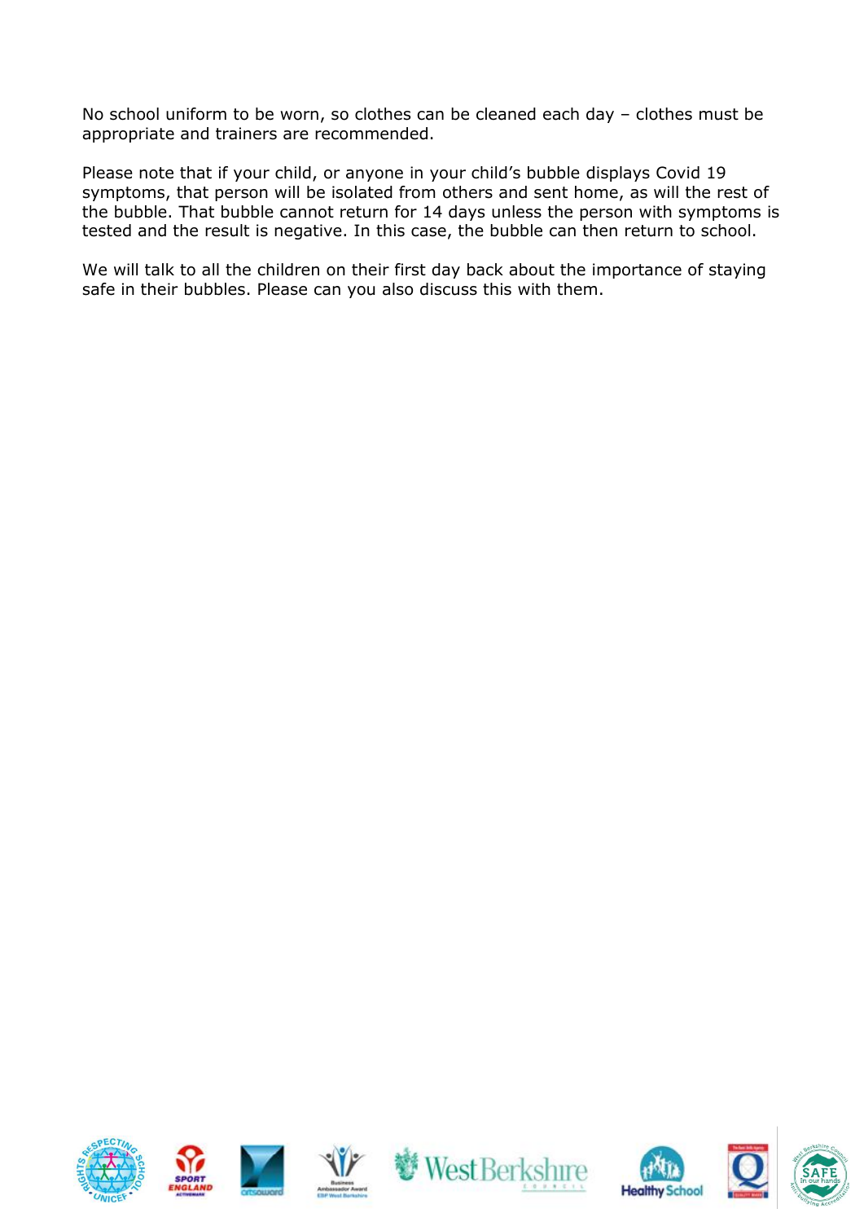No school uniform to be worn, so clothes can be cleaned each day – clothes must be appropriate and trainers are recommended.

Please note that if your child, or anyone in your child's bubble displays Covid 19 symptoms, that person will be isolated from others and sent home, as will the rest of the bubble. That bubble cannot return for 14 days unless the person with symptoms is tested and the result is negative. In this case, the bubble can then return to school.

We will talk to all the children on their first day back about the importance of staying safe in their bubbles. Please can you also discuss this with them.